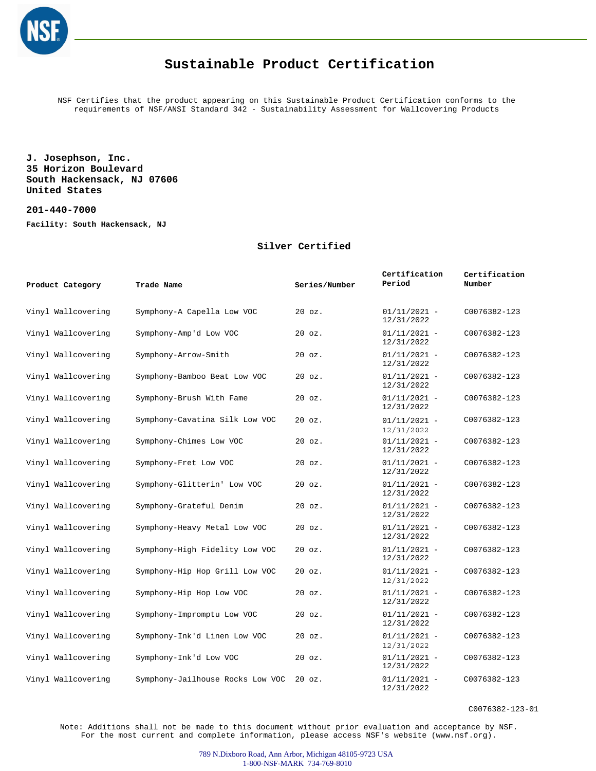# Sustainable Product Certification

NSF Certifies that the product appearing on this Sustainable Product Certification conforms to the requirements of NSF/ANSI Standard 342 - Sustainability Assessment for Wallcovering Products

**J. Josephson, Inc.**
**35 Horizon Boulevard**
**South Hackensack, NJ 07606**
**United States**

**201-440-7000**

**Facility: South Hackensack, NJ**

## Silver Certified

| Product Category | Trade Name | Series/Number | Certification Period | Certification Number |
|---|---|---|---|---|
| Vinyl Wallcovering | Symphony-A Capella Low VOC | 20 oz. | 01/11/2021 - 12/31/2022 | C0076382-123 |
| Vinyl Wallcovering | Symphony-Amp'd Low VOC | 20 oz. | 01/11/2021 - 12/31/2022 | C0076382-123 |
| Vinyl Wallcovering | Symphony-Arrow-Smith | 20 oz. | 01/11/2021 - 12/31/2022 | C0076382-123 |
| Vinyl Wallcovering | Symphony-Bamboo Beat Low VOC | 20 oz. | 01/11/2021 - 12/31/2022 | C0076382-123 |
| Vinyl Wallcovering | Symphony-Brush With Fame | 20 oz. | 01/11/2021 - 12/31/2022 | C0076382-123 |
| Vinyl Wallcovering | Symphony-Cavatina Silk Low VOC | 20 oz. | 01/11/2021 - 12/31/2022 | C0076382-123 |
| Vinyl Wallcovering | Symphony-Chimes Low VOC | 20 oz. | 01/11/2021 - 12/31/2022 | C0076382-123 |
| Vinyl Wallcovering | Symphony-Fret Low VOC | 20 oz. | 01/11/2021 - 12/31/2022 | C0076382-123 |
| Vinyl Wallcovering | Symphony-Glitterin' Low VOC | 20 oz. | 01/11/2021 - 12/31/2022 | C0076382-123 |
| Vinyl Wallcovering | Symphony-Grateful Denim | 20 oz. | 01/11/2021 - 12/31/2022 | C0076382-123 |
| Vinyl Wallcovering | Symphony-Heavy Metal Low VOC | 20 oz. | 01/11/2021 - 12/31/2022 | C0076382-123 |
| Vinyl Wallcovering | Symphony-High Fidelity Low VOC | 20 oz. | 01/11/2021 - 12/31/2022 | C0076382-123 |
| Vinyl Wallcovering | Symphony-Hip Hop Grill Low VOC | 20 oz. | 01/11/2021 - 12/31/2022 | C0076382-123 |
| Vinyl Wallcovering | Symphony-Hip Hop Low VOC | 20 oz. | 01/11/2021 - 12/31/2022 | C0076382-123 |
| Vinyl Wallcovering | Symphony-Impromptu Low VOC | 20 oz. | 01/11/2021 - 12/31/2022 | C0076382-123 |
| Vinyl Wallcovering | Symphony-Ink'd Linen Low VOC | 20 oz. | 01/11/2021 - 12/31/2022 | C0076382-123 |
| Vinyl Wallcovering | Symphony-Ink'd Low VOC | 20 oz. | 01/11/2021 - 12/31/2022 | C0076382-123 |
| Vinyl Wallcovering | Symphony-Jailhouse Rocks Low VOC | 20 oz. | 01/11/2021 - 12/31/2022 | C0076382-123 |

C0076382-123-01

Note: Additions shall not be made to this document without prior evaluation and acceptance by NSF. For the most current and complete information, please access NSF's website (www.nsf.org).

789 N.Dixboro Road, Ann Arbor, Michigan 48105-9723 USA
1-800-NSF-MARK 734-769-8010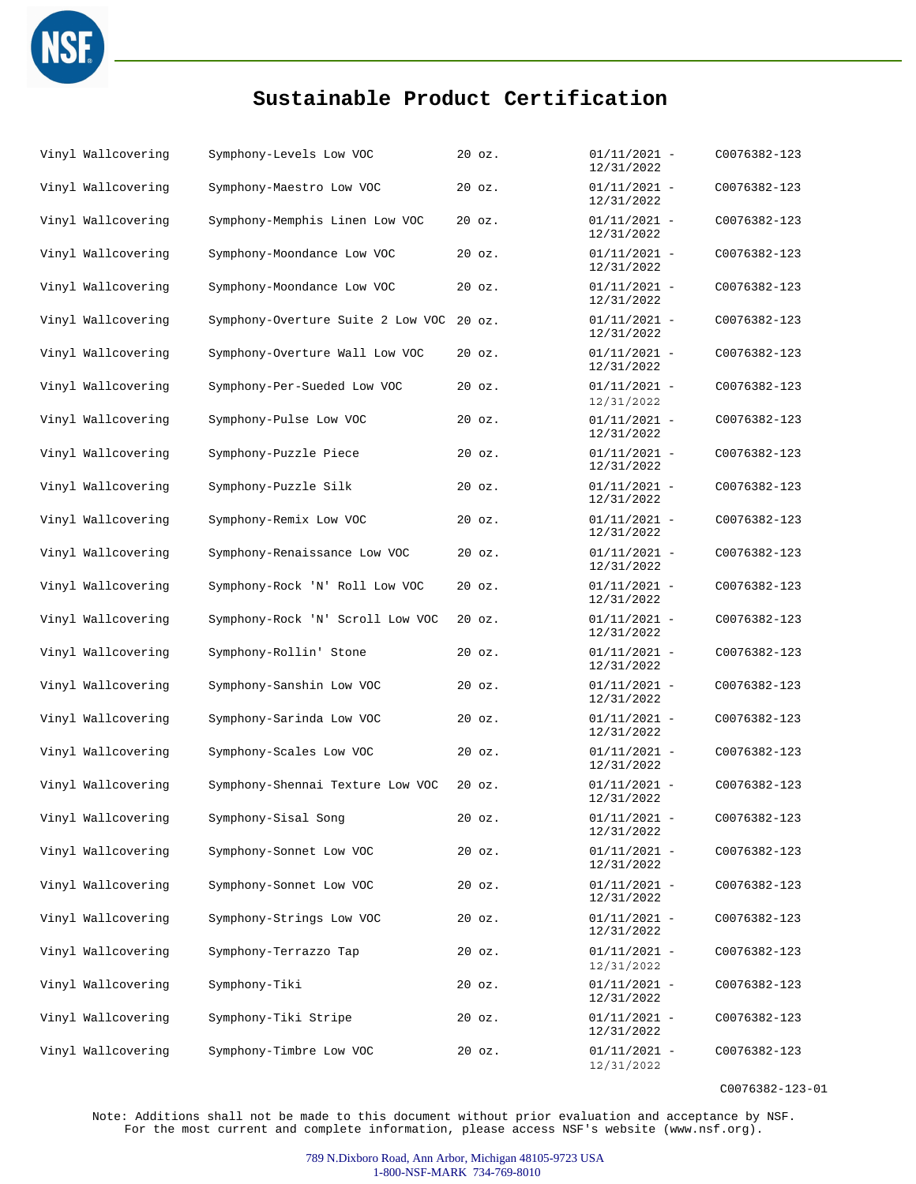# Sustainable Product Certification

| | | | | |
|---|---|---|---|---|
| Vinyl Wallcovering | Symphony-Levels Low VOC | 20 oz. | 01/11/2021 - 12/31/2022 | C0076382-123 |
| Vinyl Wallcovering | Symphony-Maestro Low VOC | 20 oz. | 01/11/2021 - 12/31/2022 | C0076382-123 |
| Vinyl Wallcovering | Symphony-Memphis Linen Low VOC | 20 oz. | 01/11/2021 - 12/31/2022 | C0076382-123 |
| Vinyl Wallcovering | Symphony-Moondance Low VOC | 20 oz. | 01/11/2021 - 12/31/2022 | C0076382-123 |
| Vinyl Wallcovering | Symphony-Moondance Low VOC | 20 oz. | 01/11/2021 - 12/31/2022 | C0076382-123 |
| Vinyl Wallcovering | Symphony-Overture Suite 2 Low VOC | 20 oz. | 01/11/2021 - 12/31/2022 | C0076382-123 |
| Vinyl Wallcovering | Symphony-Overture Wall Low VOC | 20 oz. | 01/11/2021 - 12/31/2022 | C0076382-123 |
| Vinyl Wallcovering | Symphony-Per-Sueded Low VOC | 20 oz. | 01/11/2021 - 12/31/2022 | C0076382-123 |
| Vinyl Wallcovering | Symphony-Pulse Low VOC | 20 oz. | 01/11/2021 - 12/31/2022 | C0076382-123 |
| Vinyl Wallcovering | Symphony-Puzzle Piece | 20 oz. | 01/11/2021 - 12/31/2022 | C0076382-123 |
| Vinyl Wallcovering | Symphony-Puzzle Silk | 20 oz. | 01/11/2021 - 12/31/2022 | C0076382-123 |
| Vinyl Wallcovering | Symphony-Remix Low VOC | 20 oz. | 01/11/2021 - 12/31/2022 | C0076382-123 |
| Vinyl Wallcovering | Symphony-Renaissance Low VOC | 20 oz. | 01/11/2021 - 12/31/2022 | C0076382-123 |
| Vinyl Wallcovering | Symphony-Rock 'N' Roll Low VOC | 20 oz. | 01/11/2021 - 12/31/2022 | C0076382-123 |
| Vinyl Wallcovering | Symphony-Rock 'N' Scroll Low VOC | 20 oz. | 01/11/2021 - 12/31/2022 | C0076382-123 |
| Vinyl Wallcovering | Symphony-Rollin' Stone | 20 oz. | 01/11/2021 - 12/31/2022 | C0076382-123 |
| Vinyl Wallcovering | Symphony-Sanshin Low VOC | 20 oz. | 01/11/2021 - 12/31/2022 | C0076382-123 |
| Vinyl Wallcovering | Symphony-Sarinda Low VOC | 20 oz. | 01/11/2021 - 12/31/2022 | C0076382-123 |
| Vinyl Wallcovering | Symphony-Scales Low VOC | 20 oz. | 01/11/2021 - 12/31/2022 | C0076382-123 |
| Vinyl Wallcovering | Symphony-Shennai Texture Low VOC | 20 oz. | 01/11/2021 - 12/31/2022 | C0076382-123 |
| Vinyl Wallcovering | Symphony-Sisal Song | 20 oz. | 01/11/2021 - 12/31/2022 | C0076382-123 |
| Vinyl Wallcovering | Symphony-Sonnet Low VOC | 20 oz. | 01/11/2021 - 12/31/2022 | C0076382-123 |
| Vinyl Wallcovering | Symphony-Sonnet Low VOC | 20 oz. | 01/11/2021 - 12/31/2022 | C0076382-123 |
| Vinyl Wallcovering | Symphony-Strings Low VOC | 20 oz. | 01/11/2021 - 12/31/2022 | C0076382-123 |
| Vinyl Wallcovering | Symphony-Terrazzo Tap | 20 oz. | 01/11/2021 - 12/31/2022 | C0076382-123 |
| Vinyl Wallcovering | Symphony-Tiki | 20 oz. | 01/11/2021 - 12/31/2022 | C0076382-123 |
| Vinyl Wallcovering | Symphony-Tiki Stripe | 20 oz. | 01/11/2021 - 12/31/2022 | C0076382-123 |
| Vinyl Wallcovering | Symphony-Timbre Low VOC | 20 oz. | 01/11/2021 - 12/31/2022 | C0076382-123 |

C0076382-123-01

Note: Additions shall not be made to this document without prior evaluation and acceptance by NSF. For the most current and complete information, please access NSF's website (www.nsf.org).

789 N.Dixboro Road, Ann Arbor, Michigan 48105-9723 USA
1-800-NSF-MARK 734-769-8010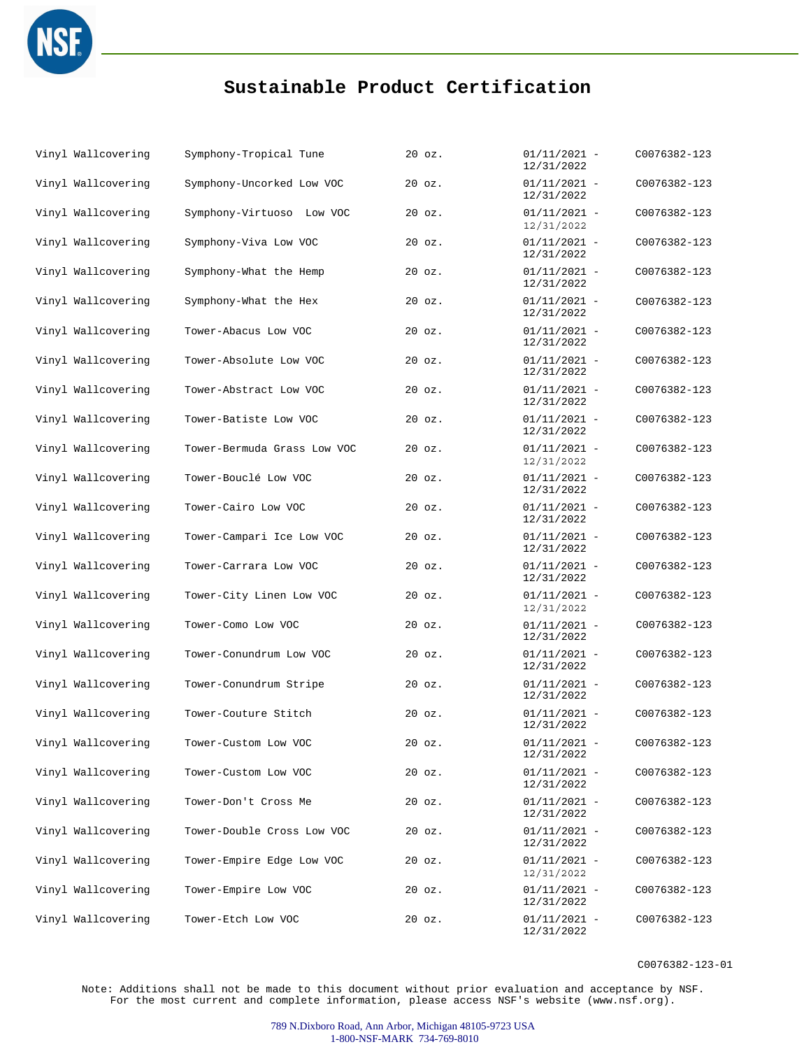# Sustainable Product Certification

| | | | | |
|---|---|---|---|---|
| Vinyl Wallcovering | Symphony-Tropical Tune | 20 oz. | 01/11/2021 - 12/31/2022 | C0076382-123 |
| Vinyl Wallcovering | Symphony-Uncorked Low VOC | 20 oz. | 01/11/2021 - 12/31/2022 | C0076382-123 |
| Vinyl Wallcovering | Symphony-Virtuoso Low VOC | 20 oz. | 01/11/2021 - 12/31/2022 | C0076382-123 |
| Vinyl Wallcovering | Symphony-Viva Low VOC | 20 oz. | 01/11/2021 - 12/31/2022 | C0076382-123 |
| Vinyl Wallcovering | Symphony-What the Hemp | 20 oz. | 01/11/2021 - 12/31/2022 | C0076382-123 |
| Vinyl Wallcovering | Symphony-What the Hex | 20 oz. | 01/11/2021 - 12/31/2022 | C0076382-123 |
| Vinyl Wallcovering | Tower-Abacus Low VOC | 20 oz. | 01/11/2021 - 12/31/2022 | C0076382-123 |
| Vinyl Wallcovering | Tower-Absolute Low VOC | 20 oz. | 01/11/2021 - 12/31/2022 | C0076382-123 |
| Vinyl Wallcovering | Tower-Abstract Low VOC | 20 oz. | 01/11/2021 - 12/31/2022 | C0076382-123 |
| Vinyl Wallcovering | Tower-Batiste Low VOC | 20 oz. | 01/11/2021 - 12/31/2022 | C0076382-123 |
| Vinyl Wallcovering | Tower-Bermuda Grass Low VOC | 20 oz. | 01/11/2021 - 12/31/2022 | C0076382-123 |
| Vinyl Wallcovering | Tower-Bouclé Low VOC | 20 oz. | 01/11/2021 - 12/31/2022 | C0076382-123 |
| Vinyl Wallcovering | Tower-Cairo Low VOC | 20 oz. | 01/11/2021 - 12/31/2022 | C0076382-123 |
| Vinyl Wallcovering | Tower-Campari Ice Low VOC | 20 oz. | 01/11/2021 - 12/31/2022 | C0076382-123 |
| Vinyl Wallcovering | Tower-Carrara Low VOC | 20 oz. | 01/11/2021 - 12/31/2022 | C0076382-123 |
| Vinyl Wallcovering | Tower-City Linen Low VOC | 20 oz. | 01/11/2021 - 12/31/2022 | C0076382-123 |
| Vinyl Wallcovering | Tower-Como Low VOC | 20 oz. | 01/11/2021 - 12/31/2022 | C0076382-123 |
| Vinyl Wallcovering | Tower-Conundrum Low VOC | 20 oz. | 01/11/2021 - 12/31/2022 | C0076382-123 |
| Vinyl Wallcovering | Tower-Conundrum Stripe | 20 oz. | 01/11/2021 - 12/31/2022 | C0076382-123 |
| Vinyl Wallcovering | Tower-Couture Stitch | 20 oz. | 01/11/2021 - 12/31/2022 | C0076382-123 |
| Vinyl Wallcovering | Tower-Custom Low VOC | 20 oz. | 01/11/2021 - 12/31/2022 | C0076382-123 |
| Vinyl Wallcovering | Tower-Custom Low VOC | 20 oz. | 01/11/2021 - 12/31/2022 | C0076382-123 |
| Vinyl Wallcovering | Tower-Don't Cross Me | 20 oz. | 01/11/2021 - 12/31/2022 | C0076382-123 |
| Vinyl Wallcovering | Tower-Double Cross Low VOC | 20 oz. | 01/11/2021 - 12/31/2022 | C0076382-123 |
| Vinyl Wallcovering | Tower-Empire Edge Low VOC | 20 oz. | 01/11/2021 - 12/31/2022 | C0076382-123 |
| Vinyl Wallcovering | Tower-Empire Low VOC | 20 oz. | 01/11/2021 - 12/31/2022 | C0076382-123 |
| Vinyl Wallcovering | Tower-Etch Low VOC | 20 oz. | 01/11/2021 - 12/31/2022 | C0076382-123 |

C0076382-123-01

Note: Additions shall not be made to this document without prior evaluation and acceptance by NSF. For the most current and complete information, please access NSF's website (www.nsf.org).

789 N.Dixboro Road, Ann Arbor, Michigan 48105-9723 USA
1-800-NSF-MARK 734-769-8010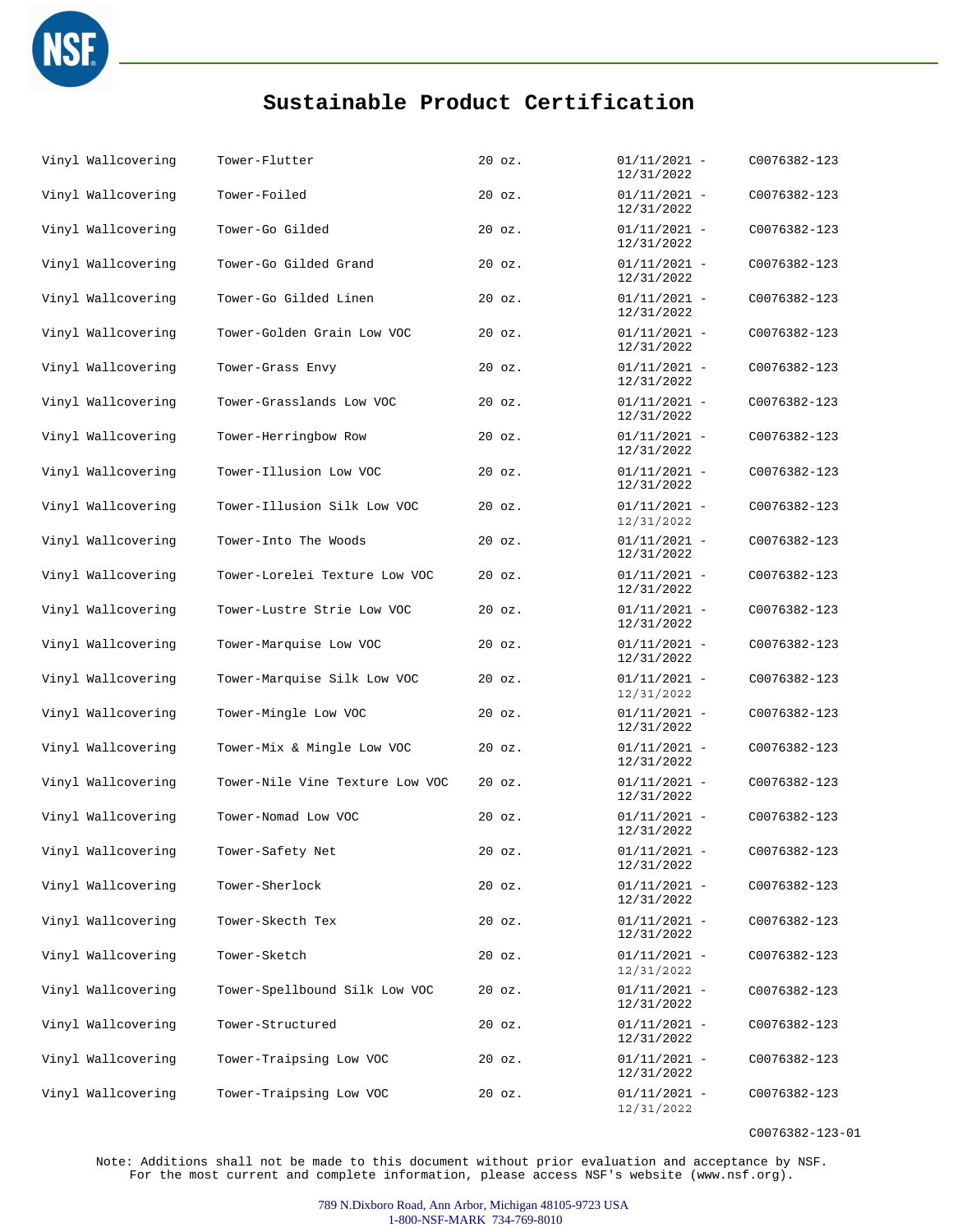# Sustainable Product Certification

| | | | | |
|---|---|---|---|---|
| Vinyl Wallcovering | Tower-Flutter | 20 oz. | 01/11/2021 - 12/31/2022 | C0076382-123 |
| Vinyl Wallcovering | Tower-Foiled | 20 oz. | 01/11/2021 - 12/31/2022 | C0076382-123 |
| Vinyl Wallcovering | Tower-Go Gilded | 20 oz. | 01/11/2021 - 12/31/2022 | C0076382-123 |
| Vinyl Wallcovering | Tower-Go Gilded Grand | 20 oz. | 01/11/2021 - 12/31/2022 | C0076382-123 |
| Vinyl Wallcovering | Tower-Go Gilded Linen | 20 oz. | 01/11/2021 - 12/31/2022 | C0076382-123 |
| Vinyl Wallcovering | Tower-Golden Grain Low VOC | 20 oz. | 01/11/2021 - 12/31/2022 | C0076382-123 |
| Vinyl Wallcovering | Tower-Grass Envy | 20 oz. | 01/11/2021 - 12/31/2022 | C0076382-123 |
| Vinyl Wallcovering | Tower-Grasslands Low VOC | 20 oz. | 01/11/2021 - 12/31/2022 | C0076382-123 |
| Vinyl Wallcovering | Tower-Herringbow Row | 20 oz. | 01/11/2021 - 12/31/2022 | C0076382-123 |
| Vinyl Wallcovering | Tower-Illusion Low VOC | 20 oz. | 01/11/2021 - 12/31/2022 | C0076382-123 |
| Vinyl Wallcovering | Tower-Illusion Silk Low VOC | 20 oz. | 01/11/2021 - 12/31/2022 | C0076382-123 |
| Vinyl Wallcovering | Tower-Into The Woods | 20 oz. | 01/11/2021 - 12/31/2022 | C0076382-123 |
| Vinyl Wallcovering | Tower-Lorelei Texture Low VOC | 20 oz. | 01/11/2021 - 12/31/2022 | C0076382-123 |
| Vinyl Wallcovering | Tower-Lustre Strie Low VOC | 20 oz. | 01/11/2021 - 12/31/2022 | C0076382-123 |
| Vinyl Wallcovering | Tower-Marquise Low VOC | 20 oz. | 01/11/2021 - 12/31/2022 | C0076382-123 |
| Vinyl Wallcovering | Tower-Marquise Silk Low VOC | 20 oz. | 01/11/2021 - 12/31/2022 | C0076382-123 |
| Vinyl Wallcovering | Tower-Mingle Low VOC | 20 oz. | 01/11/2021 - 12/31/2022 | C0076382-123 |
| Vinyl Wallcovering | Tower-Mix & Mingle Low VOC | 20 oz. | 01/11/2021 - 12/31/2022 | C0076382-123 |
| Vinyl Wallcovering | Tower-Nile Vine Texture Low VOC | 20 oz. | 01/11/2021 - 12/31/2022 | C0076382-123 |
| Vinyl Wallcovering | Tower-Nomad Low VOC | 20 oz. | 01/11/2021 - 12/31/2022 | C0076382-123 |
| Vinyl Wallcovering | Tower-Safety Net | 20 oz. | 01/11/2021 - 12/31/2022 | C0076382-123 |
| Vinyl Wallcovering | Tower-Sherlock | 20 oz. | 01/11/2021 - 12/31/2022 | C0076382-123 |
| Vinyl Wallcovering | Tower-Skecth Tex | 20 oz. | 01/11/2021 - 12/31/2022 | C0076382-123 |
| Vinyl Wallcovering | Tower-Sketch | 20 oz. | 01/11/2021 - 12/31/2022 | C0076382-123 |
| Vinyl Wallcovering | Tower-Spellbound Silk Low VOC | 20 oz. | 01/11/2021 - 12/31/2022 | C0076382-123 |
| Vinyl Wallcovering | Tower-Structured | 20 oz. | 01/11/2021 - 12/31/2022 | C0076382-123 |
| Vinyl Wallcovering | Tower-Traipsing Low VOC | 20 oz. | 01/11/2021 - 12/31/2022 | C0076382-123 |
| Vinyl Wallcovering | Tower-Traipsing Low VOC | 20 oz. | 01/11/2021 - 12/31/2022 | C0076382-123 |

C0076382-123-01

Note: Additions shall not be made to this document without prior evaluation and acceptance by NSF.
For the most current and complete information, please access NSF's website (www.nsf.org).

789 N.Dixboro Road, Ann Arbor, Michigan 48105-9723 USA
1-800-NSF-MARK 734-769-8010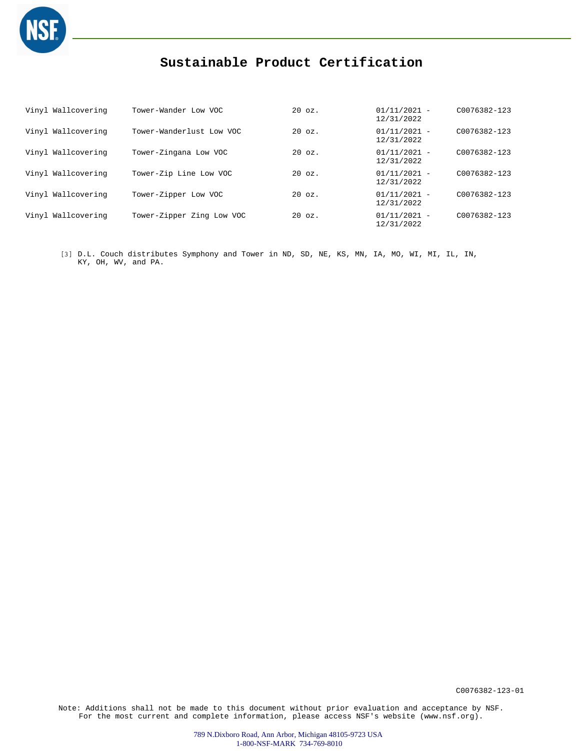# Sustainable Product Certification

| | | | | |
|---|---|---|---|---|
| Vinyl Wallcovering | Tower-Wander Low VOC | 20 oz. | 01/11/2021 - 12/31/2022 | C0076382-123 |
| Vinyl Wallcovering | Tower-Wanderlust Low VOC | 20 oz. | 01/11/2021 - 12/31/2022 | C0076382-123 |
| Vinyl Wallcovering | Tower-Zingana Low VOC | 20 oz. | 01/11/2021 - 12/31/2022 | C0076382-123 |
| Vinyl Wallcovering | Tower-Zip Line Low VOC | 20 oz. | 01/11/2021 - 12/31/2022 | C0076382-123 |
| Vinyl Wallcovering | Tower-Zipper Low VOC | 20 oz. | 01/11/2021 - 12/31/2022 | C0076382-123 |
| Vinyl Wallcovering | Tower-Zipper Zing Low VOC | 20 oz. | 01/11/2021 - 12/31/2022 | C0076382-123 |

[3] D.L. Couch distributes Symphony and Tower in ND, SD, NE, KS, MN, IA, MO, WI, MI, IL, IN, KY, OH, WV, and PA.

C0076382-123-01

Note: Additions shall not be made to this document without prior evaluation and acceptance by NSF. For the most current and complete information, please access NSF's website (www.nsf.org).

789 N.Dixboro Road, Ann Arbor, Michigan 48105-9723 USA
1-800-NSF-MARK 734-769-8010